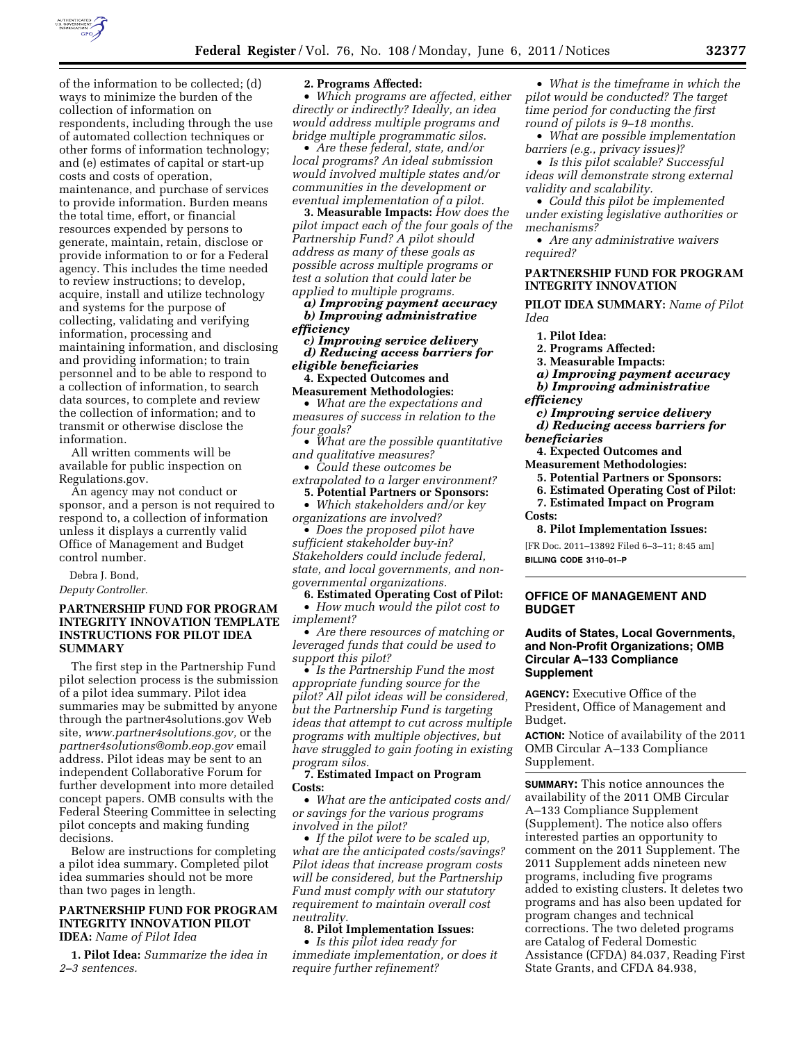of the information to be collected; (d) ways to minimize the burden of the collection of information on respondents, including through the use of automated collection techniques or other forms of information technology; and (e) estimates of capital or start-up costs and costs of operation, maintenance, and purchase of services to provide information. Burden means the total time, effort, or financial resources expended by persons to generate, maintain, retain, disclose or provide information to or for a Federal agency. This includes the time needed to review instructions; to develop, acquire, install and utilize technology and systems for the purpose of collecting, validating and verifying information, processing and maintaining information, and disclosing and providing information; to train personnel and to be able to respond to a collection of information, to search data sources, to complete and review the collection of information; and to transmit or otherwise disclose the information.

All written comments will be available for public inspection on Regulations.gov.

An agency may not conduct or sponsor, and a person is not required to respond to, a collection of information unless it displays a currently valid Office of Management and Budget control number.

Debra J. Bond,

*Deputy Controller.*

## PARTNERSHIP FUND FOR PROGRAM INTEGRITY INNOVATION TEMPLATE INSTRUCTIONS FOR PILOT IDEA SUMMARY

The first step in the Partnership Fund pilot selection process is the submission of a pilot idea summary. Pilot idea summaries may be submitted by anyone through the partner4solutions.gov Web site, *www.partner4solutions.gov,* or the *partner4solutions@omb.eop.gov* email address. Pilot ideas may be sent to an independent Collaborative Forum for further development into more detailed concept papers. OMB consults with the Federal Steering Committee in selecting pilot concepts and making funding decisions.

Below are instructions for completing a pilot idea summary. Completed pilot idea summaries should not be more than two pages in length.

## PARTNERSHIP FUND FOR PROGRAM INTEGRITY INNOVATION PILOT IDEA: *Name of Pilot Idea*

**1. Pilot Idea:** *Summarize the idea in 2–3 sentences.*

**2. Programs Affected:**

- *Which programs are affected, either directly or indirectly? Ideally, an idea would address multiple programs and bridge multiple programmatic silos.*
- *Are these federal, state, and/or local programs? An ideal submission would involved multiple states and/or communities in the development or eventual implementation of a pilot.*

**3. Measurable Impacts:** *How does the pilot impact each of the four goals of the Partnership Fund? A pilot should address as many of these goals as possible across multiple programs or test a solution that could later be applied to multiple programs.*

***a) Improving payment accuracy***
***b) Improving administrative efficiency***
***c) Improving service delivery***
***d) Reducing access barriers for eligible beneficiaries***

**4. Expected Outcomes and Measurement Methodologies:**

- *What are the expectations and measures of success in relation to the four goals?*
- *What are the possible quantitative and qualitative measures?*
- *Could these outcomes be extrapolated to a larger environment?*

**5. Potential Partners or Sponsors:**

- *Which stakeholders and/or key organizations are involved?*
- *Does the proposed pilot have sufficient stakeholder buy-in? Stakeholders could include federal, state, and local governments, and non-governmental organizations.*

**6. Estimated Operating Cost of Pilot:**

- *How much would the pilot cost to implement?*
- *Are there resources of matching or leveraged funds that could be used to support this pilot?*
- *Is the Partnership Fund the most appropriate funding source for the pilot? All pilot ideas will be considered, but the Partnership Fund is targeting ideas that attempt to cut across multiple programs with multiple objectives, but have struggled to gain footing in existing program silos.*

**7. Estimated Impact on Program Costs:**

- *What are the anticipated costs and/or savings for the various programs involved in the pilot?*
- *If the pilot were to be scaled up, what are the anticipated costs/savings? Pilot ideas that increase program costs will be considered, but the Partnership Fund must comply with our statutory requirement to maintain overall cost neutrality.*

**8. Pilot Implementation Issues:**

- *Is this pilot idea ready for immediate implementation, or does it require further refinement?*
- *What is the timeframe in which the pilot would be conducted? The target time period for conducting the first round of pilots is 9–18 months.*
- *What are possible implementation barriers (e.g., privacy issues)?*
- *Is this pilot scalable? Successful ideas will demonstrate strong external validity and scalability.*
- *Could this pilot be implemented under existing legislative authorities or mechanisms?*
- *Are any administrative waivers required?*

## PARTNERSHIP FUND FOR PROGRAM INTEGRITY INNOVATION

**PILOT IDEA SUMMARY:** *Name of Pilot Idea*

**1. Pilot Idea:**
**2. Programs Affected:**
**3. Measurable Impacts:**
***a) Improving payment accuracy***
***b) Improving administrative efficiency***
***c) Improving service delivery***
***d) Reducing access barriers for beneficiaries***
**4. Expected Outcomes and Measurement Methodologies:**
**5. Potential Partners or Sponsors:**
**6. Estimated Operating Cost of Pilot:**
**7. Estimated Impact on Program Costs:**
**8. Pilot Implementation Issues:**

[FR Doc. 2011–13892 Filed 6–3–11; 8:45 am]

**BILLING CODE 3110–01–P**

## OFFICE OF MANAGEMENT AND BUDGET

### Audits of States, Local Governments, and Non-Profit Organizations; OMB Circular A–133 Compliance Supplement

**AGENCY:** Executive Office of the President, Office of Management and Budget.

**ACTION:** Notice of availability of the 2011 OMB Circular A–133 Compliance Supplement.

**SUMMARY:** This notice announces the availability of the 2011 OMB Circular A–133 Compliance Supplement (Supplement). The notice also offers interested parties an opportunity to comment on the 2011 Supplement. The 2011 Supplement adds nineteen new programs, including five programs added to existing clusters. It deletes two programs and has also been updated for program changes and technical corrections. The two deleted programs are Catalog of Federal Domestic Assistance (CFDA) 84.037, Reading First State Grants, and CFDA 84.938,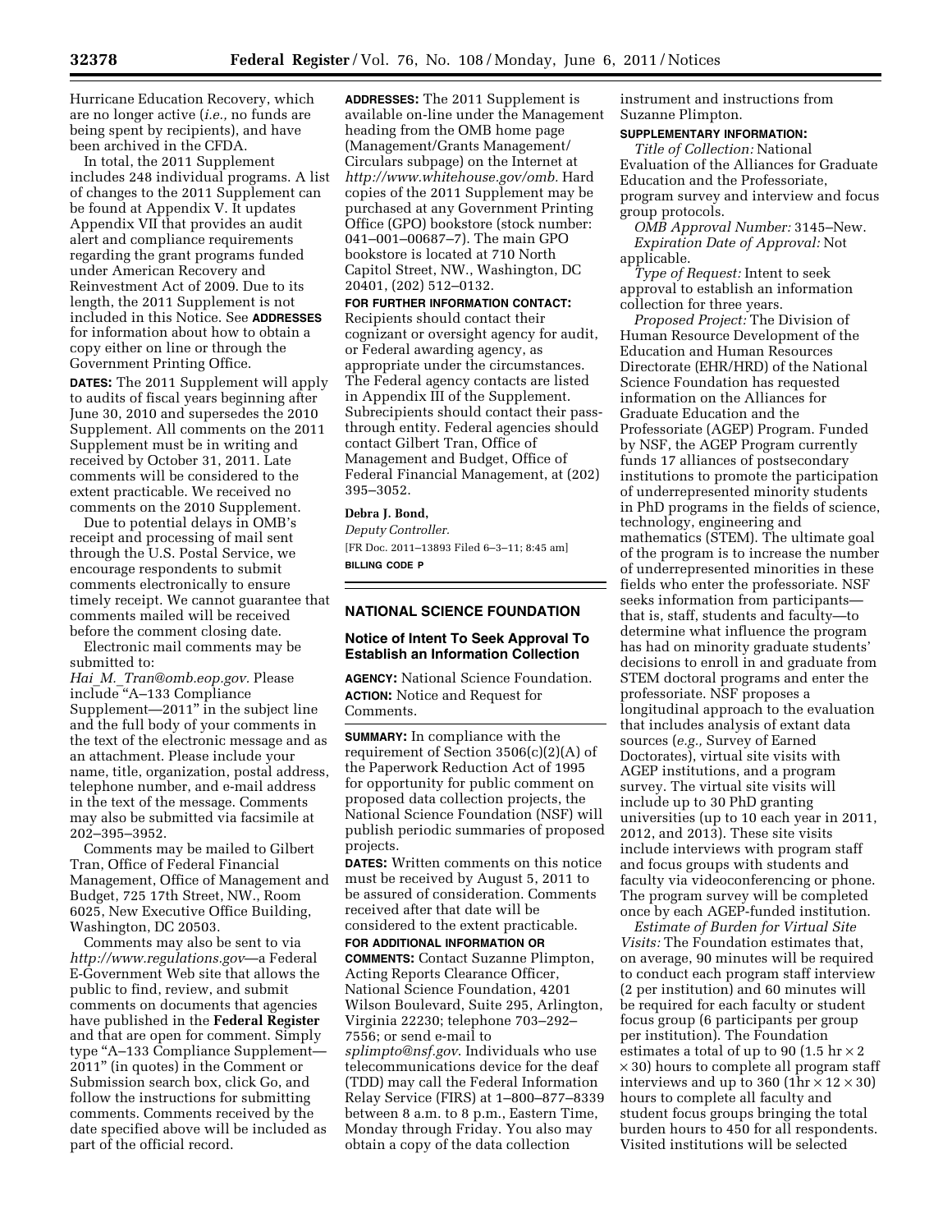Hurricane Education Recovery, which are no longer active (*i.e.,* no funds are being spent by recipients), and have been archived in the CFDA.

In total, the 2011 Supplement includes 248 individual programs. A list of changes to the 2011 Supplement can be found at Appendix V. It updates Appendix VII that provides an audit alert and compliance requirements regarding the grant programs funded under American Recovery and Reinvestment Act of 2009. Due to its length, the 2011 Supplement is not included in this Notice. See **ADDRESSES** for information about how to obtain a copy either on line or through the Government Printing Office.

**DATES:** The 2011 Supplement will apply to audits of fiscal years beginning after June 30, 2010 and supersedes the 2010 Supplement. All comments on the 2011 Supplement must be in writing and received by October 31, 2011. Late comments will be considered to the extent practicable. We received no comments on the 2010 Supplement.

Due to potential delays in OMB's receipt and processing of mail sent through the U.S. Postal Service, we encourage respondents to submit comments electronically to ensure timely receipt. We cannot guarantee that comments mailed will be received before the comment closing date.

Electronic mail comments may be submitted to: *Hai_M._Tran@omb.eop.gov.* Please include "A–133 Compliance Supplement—2011" in the subject line and the full body of your comments in the text of the electronic message and as an attachment. Please include your name, title, organization, postal address, telephone number, and e-mail address in the text of the message. Comments may also be submitted via facsimile at 202–395–3952.

Comments may be mailed to Gilbert Tran, Office of Federal Financial Management, Office of Management and Budget, 725 17th Street, NW., Room 6025, New Executive Office Building, Washington, DC 20503.

Comments may also be sent to via *http://www.regulations.gov*—a Federal E-Government Web site that allows the public to find, review, and submit comments on documents that agencies have published in the **Federal Register** and that are open for comment. Simply type "A–133 Compliance Supplement—2011" (in quotes) in the Comment or Submission search box, click Go, and follow the instructions for submitting comments. Comments received by the date specified above will be included as part of the official record.

**ADDRESSES:** The 2011 Supplement is available on-line under the Management heading from the OMB home page (Management/Grants Management/Circulars subpage) on the Internet at *http://www.whitehouse.gov/omb.* Hard copies of the 2011 Supplement may be purchased at any Government Printing Office (GPO) bookstore (stock number: 041–001–00687–7). The main GPO bookstore is located at 710 North Capitol Street, NW., Washington, DC 20401, (202) 512–0132.

**FOR FURTHER INFORMATION CONTACT:** Recipients should contact their cognizant or oversight agency for audit, or Federal awarding agency, as appropriate under the circumstances. The Federal agency contacts are listed in Appendix III of the Supplement. Subrecipients should contact their pass-through entity. Federal agencies should contact Gilbert Tran, Office of Management and Budget, Office of Federal Financial Management, at (202) 395–3052.

**Debra J. Bond,**

*Deputy Controller.*

[FR Doc. 2011–13893 Filed 6–3–11; 8:45 am]

**BILLING CODE P**

## NATIONAL SCIENCE FOUNDATION

### Notice of Intent To Seek Approval To Establish an Information Collection

**AGENCY:** National Science Foundation.

**ACTION:** Notice and Request for Comments.

**SUMMARY:** In compliance with the requirement of Section 3506(c)(2)(A) of the Paperwork Reduction Act of 1995 for opportunity for public comment on proposed data collection projects, the National Science Foundation (NSF) will publish periodic summaries of proposed projects.

**DATES:** Written comments on this notice must be received by August 5, 2011 to be assured of consideration. Comments received after that date will be considered to the extent practicable.

**FOR ADDITIONAL INFORMATION OR COMMENTS:** Contact Suzanne Plimpton, Acting Reports Clearance Officer, National Science Foundation, 4201 Wilson Boulevard, Suite 295, Arlington, Virginia 22230; telephone 703–292–7556; or send e-mail to *splimpto@nsf.gov*. Individuals who use telecommunications device for the deaf (TDD) may call the Federal Information Relay Service (FIRS) at 1–800–877–8339 between 8 a.m. to 8 p.m., Eastern Time, Monday through Friday. You also may obtain a copy of the data collection instrument and instructions from Suzanne Plimpton.

**SUPPLEMENTARY INFORMATION:**

*Title of Collection:* National Evaluation of the Alliances for Graduate Education and the Professoriate, program survey and interview and focus group protocols.

*OMB Approval Number:* 3145–New.

*Expiration Date of Approval:* Not applicable.

*Type of Request:* Intent to seek approval to establish an information collection for three years.

*Proposed Project:* The Division of Human Resource Development of the Education and Human Resources Directorate (EHR/HRD) of the National Science Foundation has requested information on the Alliances for Graduate Education and the Professoriate (AGEP) Program. Funded by NSF, the AGEP Program currently funds 17 alliances of postsecondary institutions to promote the participation of underrepresented minority students in PhD programs in the fields of science, technology, engineering and mathematics (STEM). The ultimate goal of the program is to increase the number of underrepresented minorities in these fields who enter the professoriate. NSF seeks information from participants—that is, staff, students and faculty—to determine what influence the program has had on minority graduate students' decisions to enroll in and graduate from STEM doctoral programs and enter the professoriate. NSF proposes a longitudinal approach to the evaluation that includes analysis of extant data sources (*e.g.,* Survey of Earned Doctorates), virtual site visits with AGEP institutions, and a program survey. The virtual site visits will include up to 30 PhD granting universities (up to 10 each year in 2011, 2012, and 2013). These site visits include interviews with program staff and focus groups with students and faculty via videoconferencing or phone. The program survey will be completed once by each AGEP-funded institution.

*Estimate of Burden for Virtual Site Visits:* The Foundation estimates that, on average, 90 minutes will be required to conduct each program staff interview (2 per institution) and 60 minutes will be required for each faculty or student focus group (6 participants per group per institution). The Foundation estimates a total of up to 90 ($1.5 \text{ hr} \times 2 \times 30$) hours to complete all program staff interviews and up to 360 ($1\text{hr} \times 12 \times 30$) hours to complete all faculty and student focus groups bringing the total burden hours to 450 for all respondents. Visited institutions will be selected